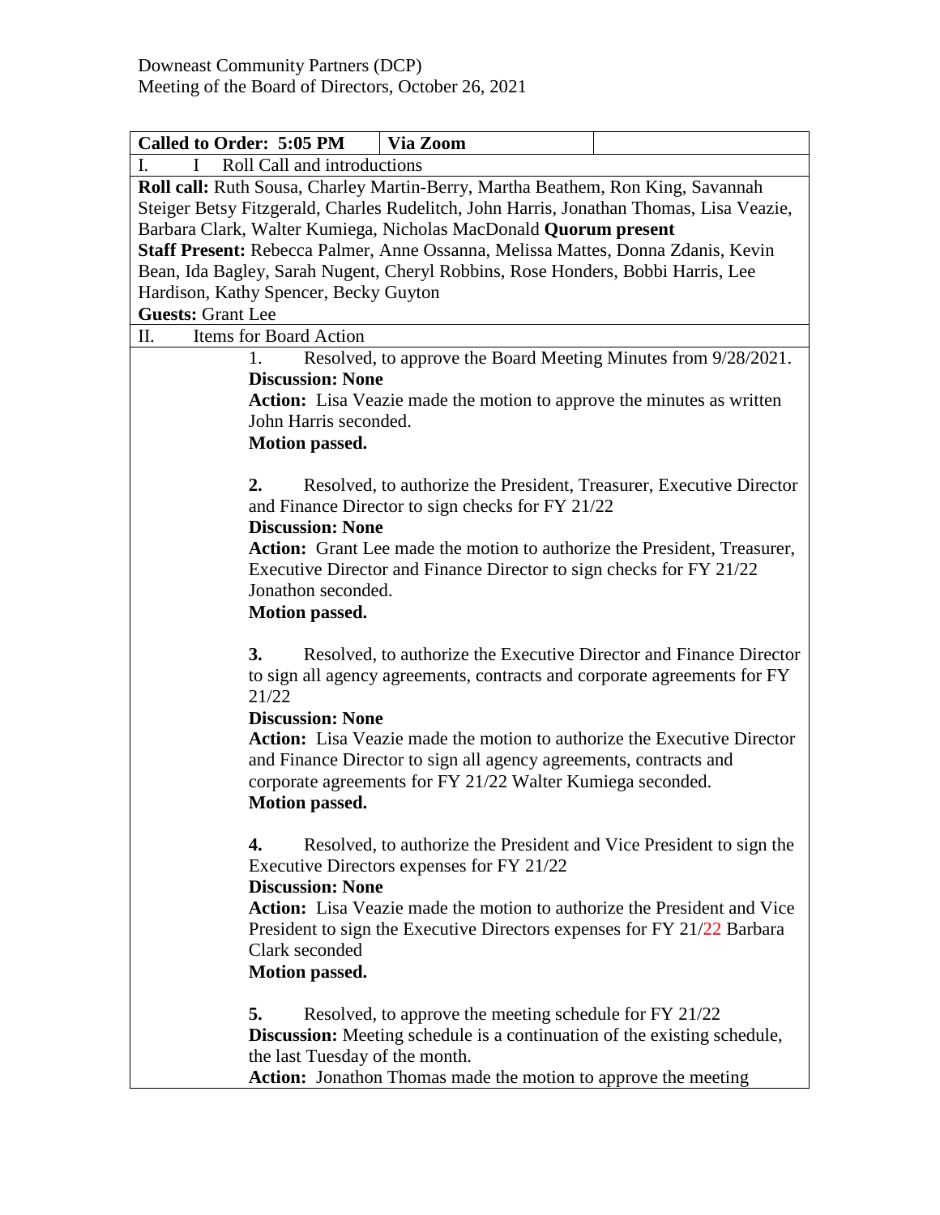Downeast Community Partners (DCP)
Meeting of the Board of Directors, October 26, 2021

| Called to Order: 5:05 PM | Via Zoom | |
|---|---|---|
| I. I Roll Call and introductions | | |

**Roll call:** Ruth Sousa, Charley Martin-Berry, Martha Beathem, Ron King, Savannah Steiger Betsy Fitzgerald, Charles Rudelitch, John Harris, Jonathan Thomas, Lisa Veazie, Barbara Clark, Walter Kumiega, Nicholas MacDonald **Quorum present**
**Staff Present:** Rebecca Palmer, Anne Ossanna, Melissa Mattes, Donna Zdanis, Kevin Bean, Ida Bagley, Sarah Nugent, Cheryl Robbins, Rose Honders, Bobbi Harris, Lee Hardison, Kathy Spencer, Becky Guyton
**Guests:** Grant Lee

II. Items for Board Action

1. Resolved, to approve the Board Meeting Minutes from 9/28/2021.
   **Discussion: None**
   **Action:** Lisa Veazie made the motion to approve the minutes as written John Harris seconded.
   **Motion passed.**

2. Resolved, to authorize the President, Treasurer, Executive Director and Finance Director to sign checks for FY 21/22
   **Discussion: None**
   **Action:** Grant Lee made the motion to authorize the President, Treasurer, Executive Director and Finance Director to sign checks for FY 21/22 Jonathon seconded.
   **Motion passed.**

3. Resolved, to authorize the Executive Director and Finance Director to sign all agency agreements, contracts and corporate agreements for FY 21/22
   **Discussion: None**
   **Action:** Lisa Veazie made the motion to authorize the Executive Director and Finance Director to sign all agency agreements, contracts and corporate agreements for FY 21/22 Walter Kumiega seconded.
   **Motion passed.**

4. Resolved, to authorize the President and Vice President to sign the Executive Directors expenses for FY 21/22
   **Discussion: None**
   **Action:** Lisa Veazie made the motion to authorize the President and Vice President to sign the Executive Directors expenses for FY 21/22 Barbara Clark seconded
   **Motion passed.**

5. Resolved, to approve the meeting schedule for FY 21/22
   **Discussion:** Meeting schedule is a continuation of the existing schedule, the last Tuesday of the month.
   **Action:** Jonathon Thomas made the motion to approve the meeting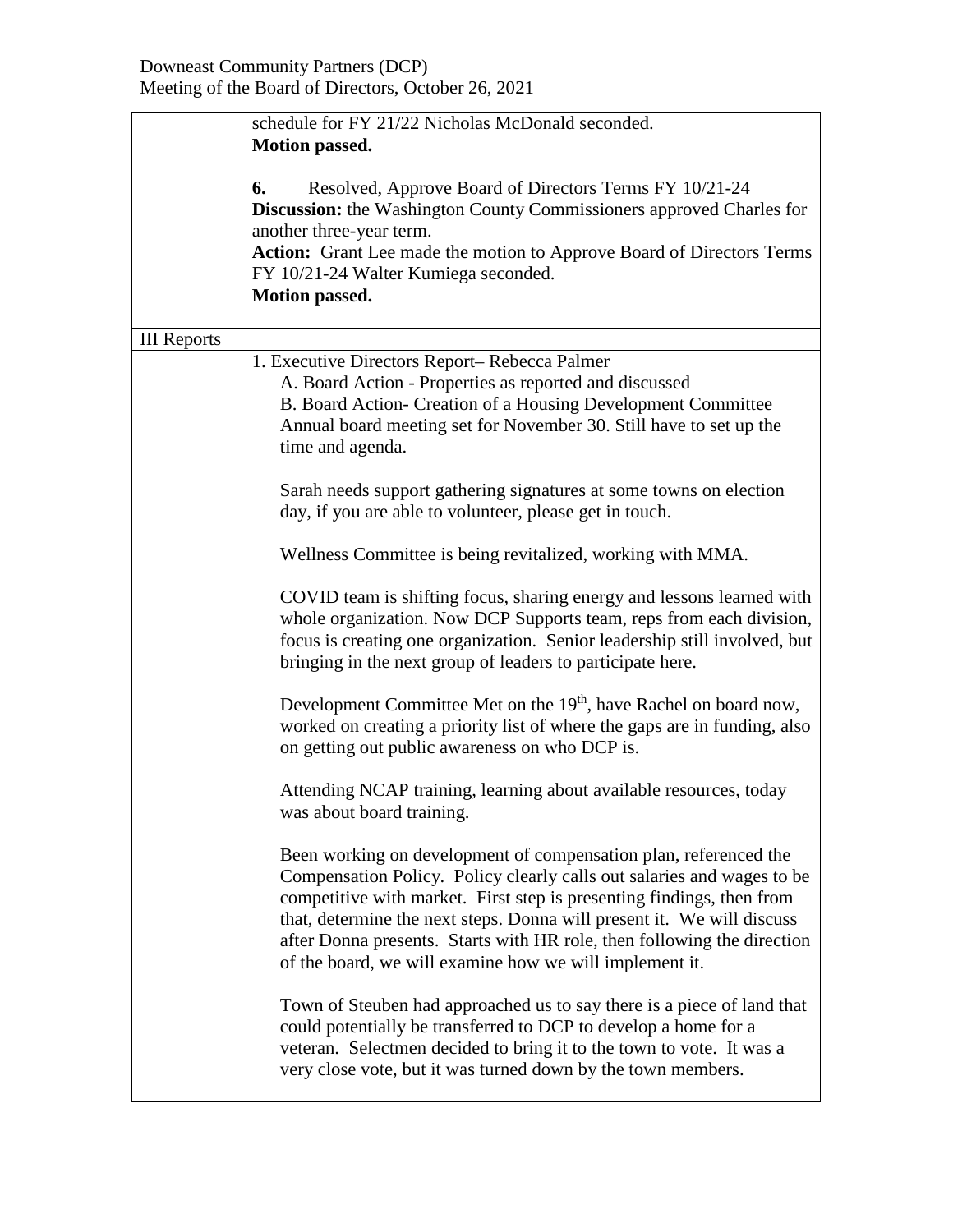Downeast Community Partners (DCP)
Meeting of the Board of Directors, October 26, 2021

| | |
|---|---|
| | schedule for FY 21/22 Nicholas McDonald seconded.<br>**Motion passed.**<br><br>**6.** Resolved, Approve Board of Directors Terms FY 10/21-24<br>**Discussion:** the Washington County Commissioners approved Charles for another three-year term.<br>**Action:** Grant Lee made the motion to Approve Board of Directors Terms FY 10/21-24 Walter Kumiega seconded.<br>**Motion passed.** |
| III Reports | |
| | 1. Executive Directors Report– Rebecca Palmer<br>A. Board Action - Properties as reported and discussed<br>B. Board Action- Creation of a Housing Development Committee<br>Annual board meeting set for November 30. Still have to set up the time and agenda.<br><br>Sarah needs support gathering signatures at some towns on election day, if you are able to volunteer, please get in touch.<br><br>Wellness Committee is being revitalized, working with MMA.<br><br>COVID team is shifting focus, sharing energy and lessons learned with whole organization. Now DCP Supports team, reps from each division, focus is creating one organization. Senior leadership still involved, but bringing in the next group of leaders to participate here.<br><br>Development Committee Met on the 19th, have Rachel on board now, worked on creating a priority list of where the gaps are in funding, also on getting out public awareness on who DCP is.<br><br>Attending NCAP training, learning about available resources, today was about board training.<br><br>Been working on development of compensation plan, referenced the Compensation Policy. Policy clearly calls out salaries and wages to be competitive with market. First step is presenting findings, then from that, determine the next steps. Donna will present it. We will discuss after Donna presents. Starts with HR role, then following the direction of the board, we will examine how we will implement it.<br><br>Town of Steuben had approached us to say there is a piece of land that could potentially be transferred to DCP to develop a home for a veteran. Selectmen decided to bring it to the town to vote. It was a very close vote, but it was turned down by the town members. |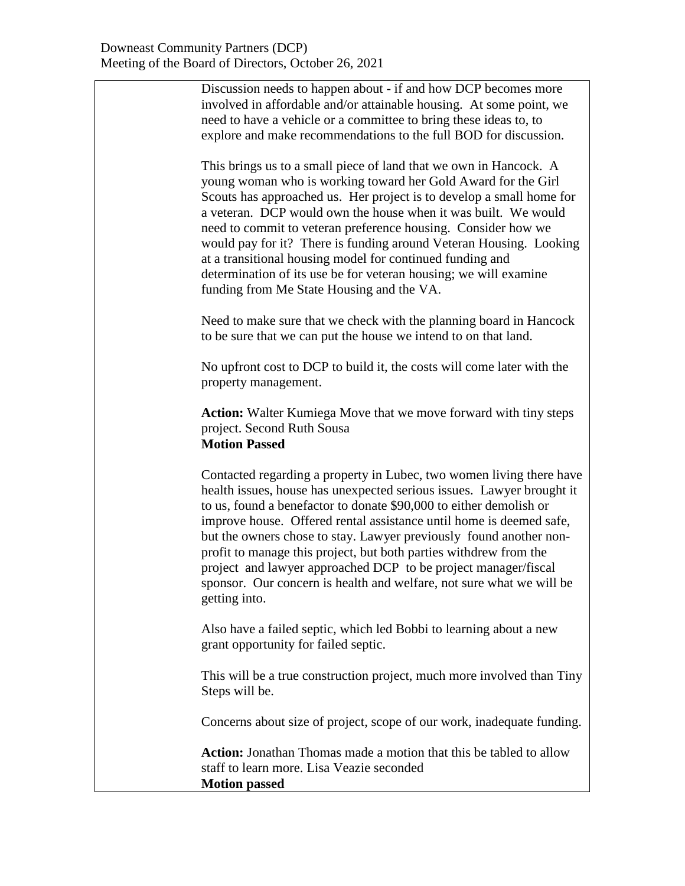Discussion needs to happen about - if and how DCP becomes more involved in affordable and/or attainable housing. At some point, we need to have a vehicle or a committee to bring these ideas to, to explore and make recommendations to the full BOD for discussion.

This brings us to a small piece of land that we own in Hancock. A young woman who is working toward her Gold Award for the Girl Scouts has approached us. Her project is to develop a small home for a veteran. DCP would own the house when it was built. We would need to commit to veteran preference housing. Consider how we would pay for it? There is funding around Veteran Housing. Looking at a transitional housing model for continued funding and determination of its use be for veteran housing; we will examine funding from Me State Housing and the VA.

Need to make sure that we check with the planning board in Hancock to be sure that we can put the house we intend to on that land.

No upfront cost to DCP to build it, the costs will come later with the property management.

**Action:** Walter Kumiega Move that we move forward with tiny steps project. Second Ruth Sousa
**Motion Passed**

Contacted regarding a property in Lubec, two women living there have health issues, house has unexpected serious issues. Lawyer brought it to us, found a benefactor to donate $90,000 to either demolish or improve house. Offered rental assistance until home is deemed safe, but the owners chose to stay. Lawyer previously found another non-profit to manage this project, but both parties withdrew from the project and lawyer approached DCP to be project manager/fiscal sponsor. Our concern is health and welfare, not sure what we will be getting into.

Also have a failed septic, which led Bobbi to learning about a new grant opportunity for failed septic.

This will be a true construction project, much more involved than Tiny Steps will be.

Concerns about size of project, scope of our work, inadequate funding.

**Action:** Jonathan Thomas made a motion that this be tabled to allow staff to learn more. Lisa Veazie seconded
**Motion passed**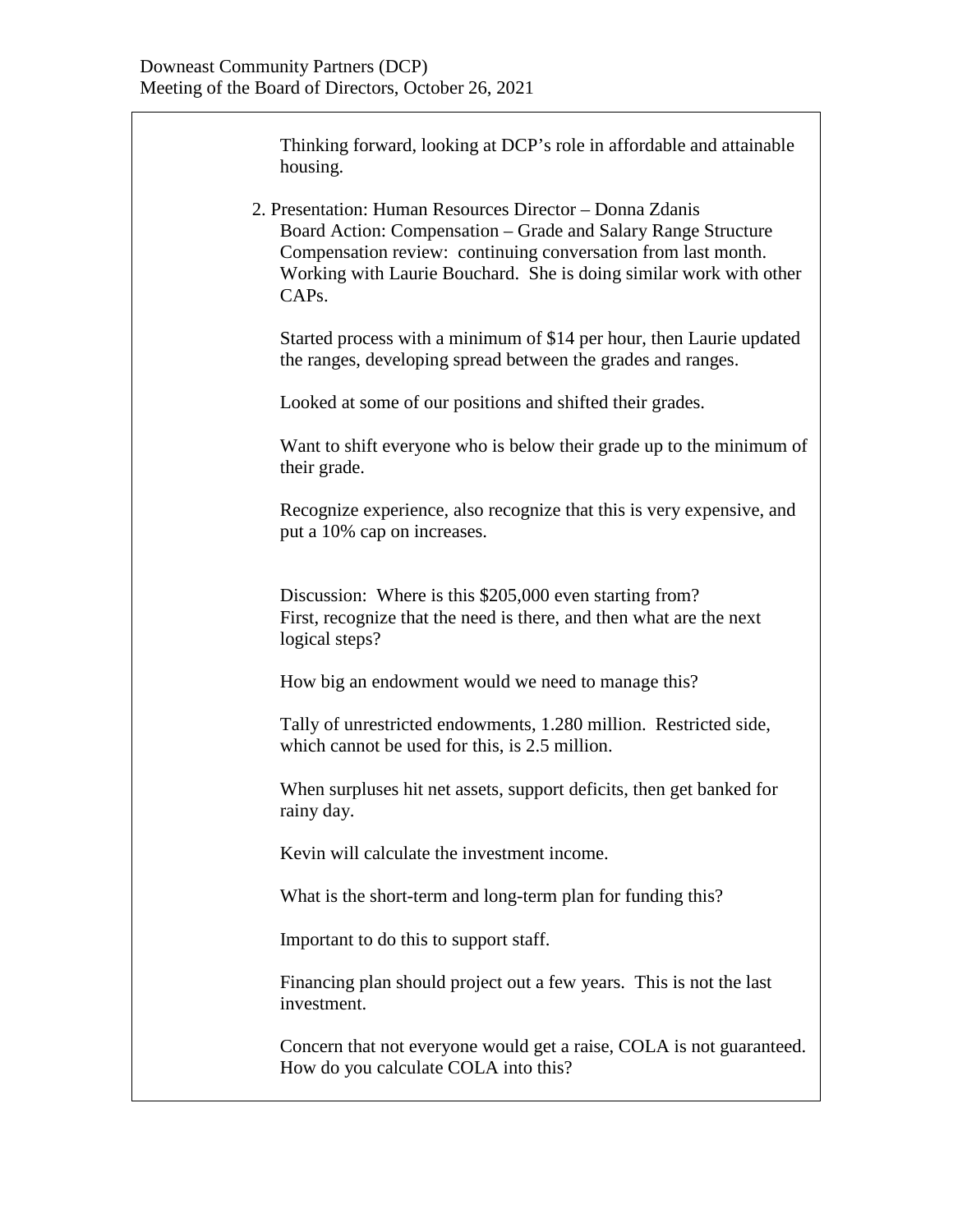Thinking forward, looking at DCP's role in affordable and attainable housing.

2. Presentation: Human Resources Director – Donna Zdanis
   Board Action: Compensation – Grade and Salary Range Structure
   Compensation review: continuing conversation from last month. Working with Laurie Bouchard. She is doing similar work with other CAPs.

   Started process with a minimum of $14 per hour, then Laurie updated the ranges, developing spread between the grades and ranges.

   Looked at some of our positions and shifted their grades.

   Want to shift everyone who is below their grade up to the minimum of their grade.

   Recognize experience, also recognize that this is very expensive, and put a 10% cap on increases.

   Discussion: Where is this $205,000 even starting from?
   First, recognize that the need is there, and then what are the next logical steps?

   How big an endowment would we need to manage this?

   Tally of unrestricted endowments, 1.280 million. Restricted side, which cannot be used for this, is 2.5 million.

   When surpluses hit net assets, support deficits, then get banked for rainy day.

   Kevin will calculate the investment income.

   What is the short-term and long-term plan for funding this?

   Important to do this to support staff.

   Financing plan should project out a few years. This is not the last investment.

   Concern that not everyone would get a raise, COLA is not guaranteed. How do you calculate COLA into this?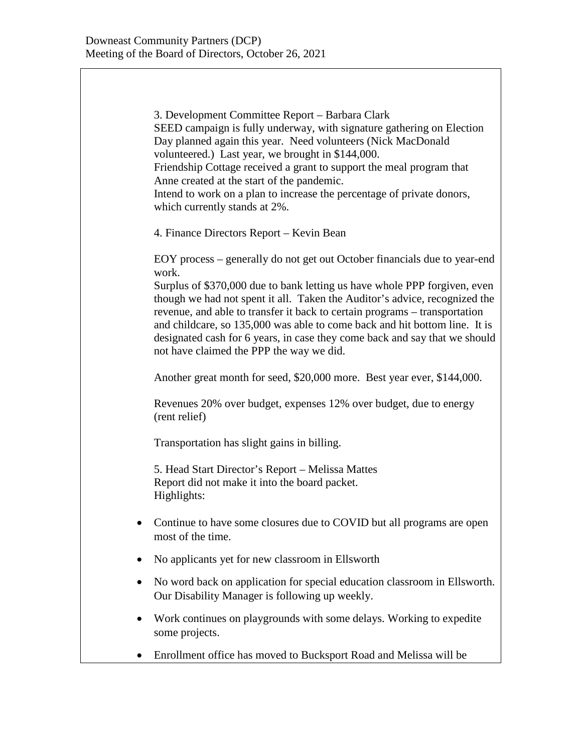3. Development Committee Report – Barbara Clark
SEED campaign is fully underway, with signature gathering on Election Day planned again this year. Need volunteers (Nick MacDonald volunteered.) Last year, we brought in $144,000.
Friendship Cottage received a grant to support the meal program that Anne created at the start of the pandemic.
Intend to work on a plan to increase the percentage of private donors, which currently stands at 2%.

4. Finance Directors Report – Kevin Bean

EOY process – generally do not get out October financials due to year-end work.
Surplus of $370,000 due to bank letting us have whole PPP forgiven, even though we had not spent it all. Taken the Auditor's advice, recognized the revenue, and able to transfer it back to certain programs – transportation and childcare, so 135,000 was able to come back and hit bottom line. It is designated cash for 6 years, in case they come back and say that we should not have claimed the PPP the way we did.

Another great month for seed, $20,000 more. Best year ever, $144,000.

Revenues 20% over budget, expenses 12% over budget, due to energy (rent relief)

Transportation has slight gains in billing.

5. Head Start Director's Report – Melissa Mattes
Report did not make it into the board packet.
Highlights:

- Continue to have some closures due to COVID but all programs are open most of the time.
- No applicants yet for new classroom in Ellsworth
- No word back on application for special education classroom in Ellsworth. Our Disability Manager is following up weekly.
- Work continues on playgrounds with some delays. Working to expedite some projects.
- Enrollment office has moved to Bucksport Road and Melissa will be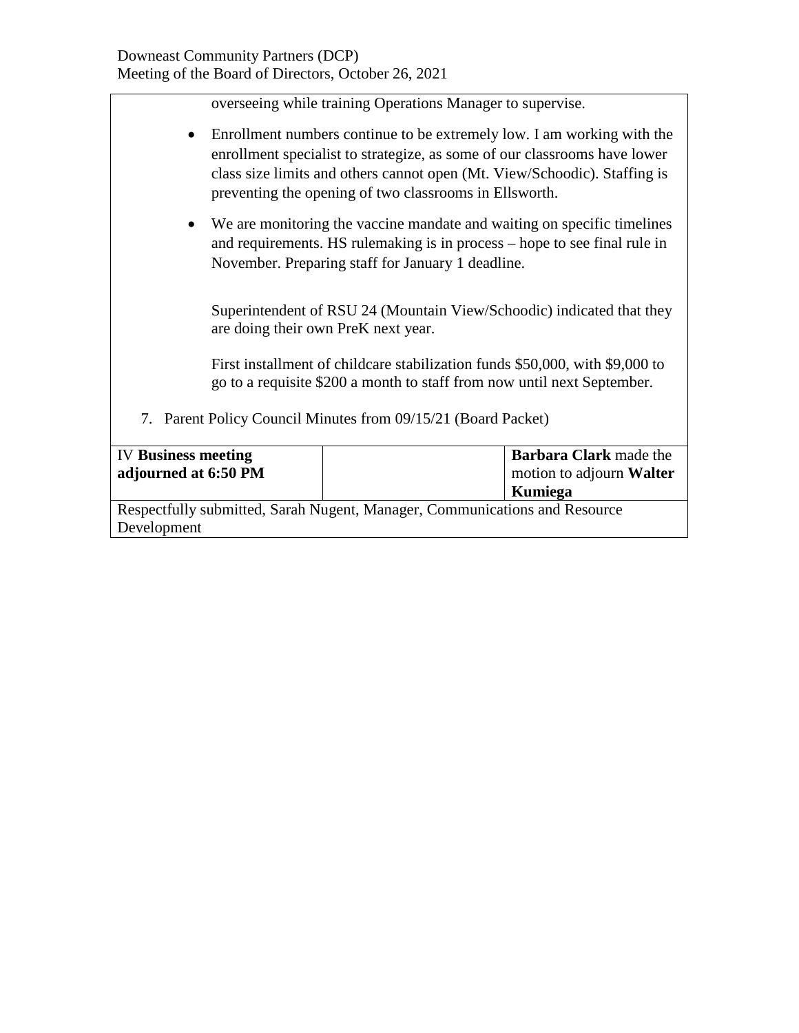overseeing while training Operations Manager to supervise.

- Enrollment numbers continue to be extremely low. I am working with the enrollment specialist to strategize, as some of our classrooms have lower class size limits and others cannot open (Mt. View/Schoodic). Staffing is preventing the opening of two classrooms in Ellsworth.
- We are monitoring the vaccine mandate and waiting on specific timelines and requirements. HS rulemaking is in process – hope to see final rule in November. Preparing staff for January 1 deadline.

Superintendent of RSU 24 (Mountain View/Schoodic) indicated that they are doing their own PreK next year.

First installment of childcare stabilization funds $50,000, with $9,000 to go to a requisite $200 a month to staff from now until next September.

7. Parent Policy Council Minutes from 09/15/21 (Board Packet)

| | | |
|---|---|---|
| IV **Business meeting adjourned at 6:50 PM** | | **Barbara Clark** made the motion to adjourn **Walter Kumiega** |

Respectfully submitted, Sarah Nugent, Manager, Communications and Resource Development